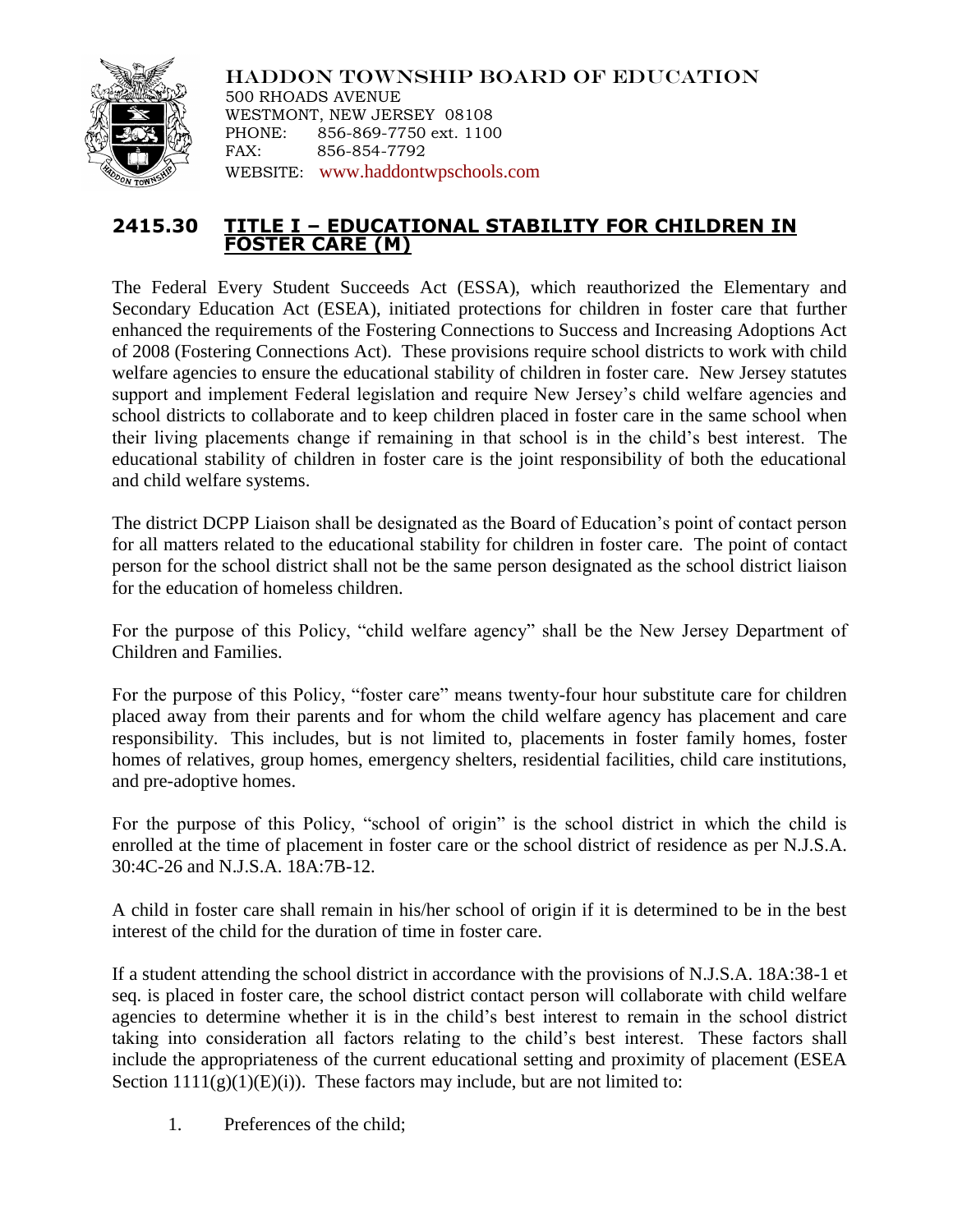HADDON TOWNSHIP BOARD OF EDUCATION
500 RHOADS AVENUE
WESTMONT, NEW JERSEY 08108
PHONE: 856-869-7750 ext. 1100
FAX: 856-854-7792
WEBSITE: www.haddontwpschools.com

# 2415.30 TITLE I – EDUCATIONAL STABILITY FOR CHILDREN IN FOSTER CARE (M)

The Federal Every Student Succeeds Act (ESSA), which reauthorized the Elementary and Secondary Education Act (ESEA), initiated protections for children in foster care that further enhanced the requirements of the Fostering Connections to Success and Increasing Adoptions Act of 2008 (Fostering Connections Act). These provisions require school districts to work with child welfare agencies to ensure the educational stability of children in foster care. New Jersey statutes support and implement Federal legislation and require New Jersey's child welfare agencies and school districts to collaborate and to keep children placed in foster care in the same school when their living placements change if remaining in that school is in the child's best interest. The educational stability of children in foster care is the joint responsibility of both the educational and child welfare systems.

The district DCPP Liaison shall be designated as the Board of Education's point of contact person for all matters related to the educational stability for children in foster care. The point of contact person for the school district shall not be the same person designated as the school district liaison for the education of homeless children.

For the purpose of this Policy, "child welfare agency" shall be the New Jersey Department of Children and Families.

For the purpose of this Policy, "foster care" means twenty-four hour substitute care for children placed away from their parents and for whom the child welfare agency has placement and care responsibility. This includes, but is not limited to, placements in foster family homes, foster homes of relatives, group homes, emergency shelters, residential facilities, child care institutions, and pre-adoptive homes.

For the purpose of this Policy, "school of origin" is the school district in which the child is enrolled at the time of placement in foster care or the school district of residence as per N.J.S.A. 30:4C-26 and N.J.S.A. 18A:7B-12.

A child in foster care shall remain in his/her school of origin if it is determined to be in the best interest of the child for the duration of time in foster care.

If a student attending the school district in accordance with the provisions of N.J.S.A. 18A:38-1 et seq. is placed in foster care, the school district contact person will collaborate with child welfare agencies to determine whether it is in the child's best interest to remain in the school district taking into consideration all factors relating to the child's best interest. These factors shall include the appropriateness of the current educational setting and proximity of placement (ESEA Section 1111(g)(1)(E)(i)). These factors may include, but are not limited to:

1. Preferences of the child;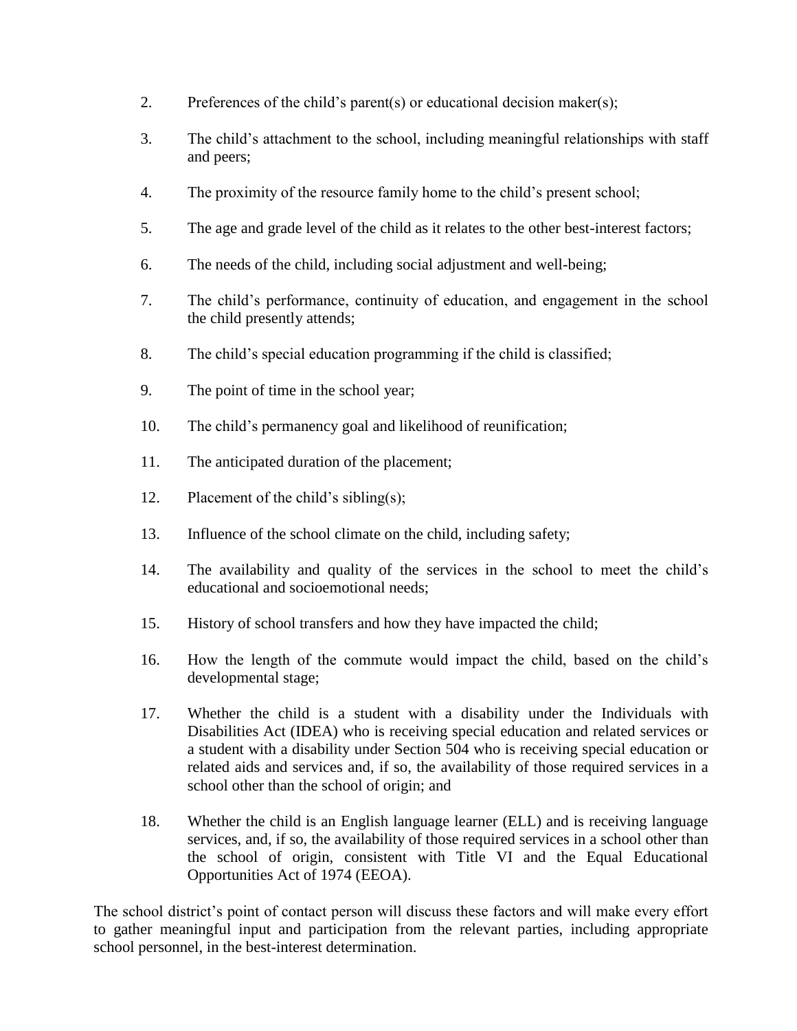2. Preferences of the child's parent(s) or educational decision maker(s);

3. The child's attachment to the school, including meaningful relationships with staff and peers;

4. The proximity of the resource family home to the child's present school;

5. The age and grade level of the child as it relates to the other best-interest factors;

6. The needs of the child, including social adjustment and well-being;

7. The child's performance, continuity of education, and engagement in the school the child presently attends;

8. The child's special education programming if the child is classified;

9. The point of time in the school year;

10. The child's permanency goal and likelihood of reunification;

11. The anticipated duration of the placement;

12. Placement of the child's sibling(s);

13. Influence of the school climate on the child, including safety;

14. The availability and quality of the services in the school to meet the child's educational and socioemotional needs;

15. History of school transfers and how they have impacted the child;

16. How the length of the commute would impact the child, based on the child's developmental stage;

17. Whether the child is a student with a disability under the Individuals with Disabilities Act (IDEA) who is receiving special education and related services or a student with a disability under Section 504 who is receiving special education or related aids and services and, if so, the availability of those required services in a school other than the school of origin; and

18. Whether the child is an English language learner (ELL) and is receiving language services, and, if so, the availability of those required services in a school other than the school of origin, consistent with Title VI and the Equal Educational Opportunities Act of 1974 (EEOA).

The school district's point of contact person will discuss these factors and will make every effort to gather meaningful input and participation from the relevant parties, including appropriate school personnel, in the best-interest determination.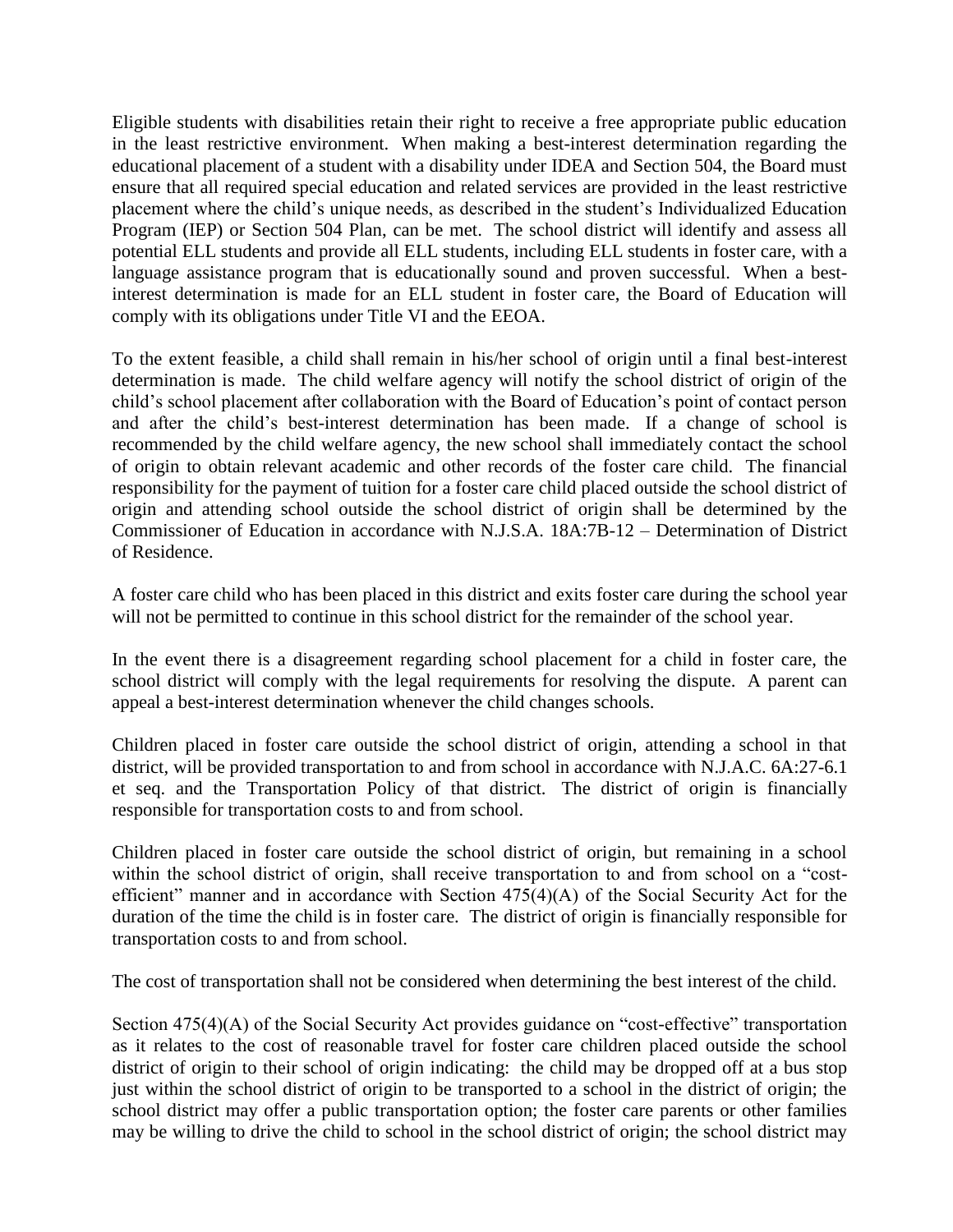Eligible students with disabilities retain their right to receive a free appropriate public education in the least restrictive environment. When making a best-interest determination regarding the educational placement of a student with a disability under IDEA and Section 504, the Board must ensure that all required special education and related services are provided in the least restrictive placement where the child's unique needs, as described in the student's Individualized Education Program (IEP) or Section 504 Plan, can be met. The school district will identify and assess all potential ELL students and provide all ELL students, including ELL students in foster care, with a language assistance program that is educationally sound and proven successful. When a best-interest determination is made for an ELL student in foster care, the Board of Education will comply with its obligations under Title VI and the EEOA.

To the extent feasible, a child shall remain in his/her school of origin until a final best-interest determination is made. The child welfare agency will notify the school district of origin of the child's school placement after collaboration with the Board of Education's point of contact person and after the child's best-interest determination has been made. If a change of school is recommended by the child welfare agency, the new school shall immediately contact the school of origin to obtain relevant academic and other records of the foster care child. The financial responsibility for the payment of tuition for a foster care child placed outside the school district of origin and attending school outside the school district of origin shall be determined by the Commissioner of Education in accordance with N.J.S.A. 18A:7B-12 – Determination of District of Residence.

A foster care child who has been placed in this district and exits foster care during the school year will not be permitted to continue in this school district for the remainder of the school year.

In the event there is a disagreement regarding school placement for a child in foster care, the school district will comply with the legal requirements for resolving the dispute. A parent can appeal a best-interest determination whenever the child changes schools.

Children placed in foster care outside the school district of origin, attending a school in that district, will be provided transportation to and from school in accordance with N.J.A.C. 6A:27-6.1 et seq. and the Transportation Policy of that district. The district of origin is financially responsible for transportation costs to and from school.

Children placed in foster care outside the school district of origin, but remaining in a school within the school district of origin, shall receive transportation to and from school on a "cost-efficient" manner and in accordance with Section 475(4)(A) of the Social Security Act for the duration of the time the child is in foster care. The district of origin is financially responsible for transportation costs to and from school.

The cost of transportation shall not be considered when determining the best interest of the child.

Section 475(4)(A) of the Social Security Act provides guidance on "cost-effective" transportation as it relates to the cost of reasonable travel for foster care children placed outside the school district of origin to their school of origin indicating: the child may be dropped off at a bus stop just within the school district of origin to be transported to a school in the district of origin; the school district may offer a public transportation option; the foster care parents or other families may be willing to drive the child to school in the school district of origin; the school district may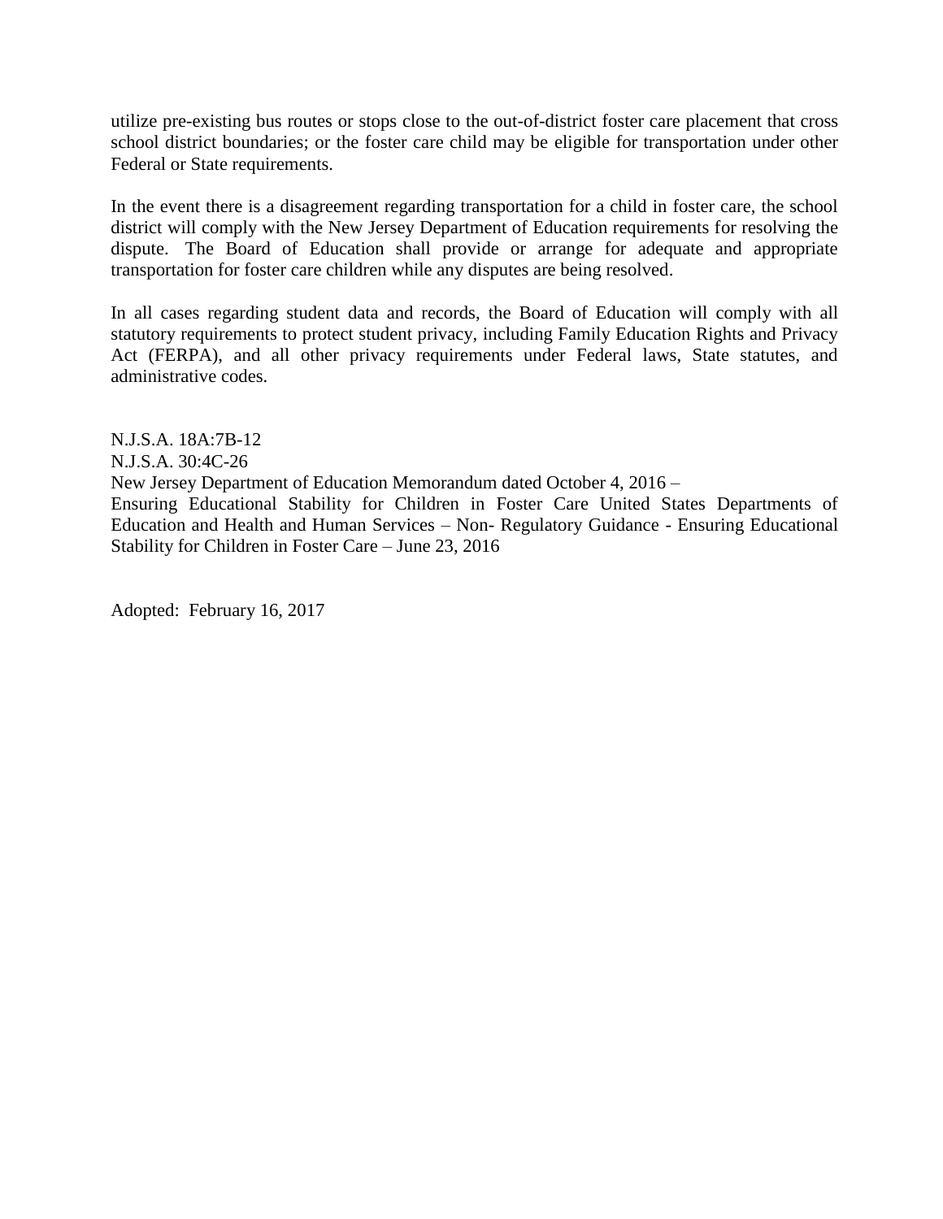utilize pre-existing bus routes or stops close to the out-of-district foster care placement that cross school district boundaries; or the foster care child may be eligible for transportation under other Federal or State requirements.

In the event there is a disagreement regarding transportation for a child in foster care, the school district will comply with the New Jersey Department of Education requirements for resolving the dispute. The Board of Education shall provide or arrange for adequate and appropriate transportation for foster care children while any disputes are being resolved.

In all cases regarding student data and records, the Board of Education will comply with all statutory requirements to protect student privacy, including Family Education Rights and Privacy Act (FERPA), and all other privacy requirements under Federal laws, State statutes, and administrative codes.

N.J.S.A. 18A:7B-12
N.J.S.A. 30:4C-26
New Jersey Department of Education Memorandum dated October 4, 2016 –
Ensuring Educational Stability for Children in Foster Care United States Departments of Education and Health and Human Services – Non- Regulatory Guidance - Ensuring Educational Stability for Children in Foster Care – June 23, 2016

Adopted: February 16, 2017